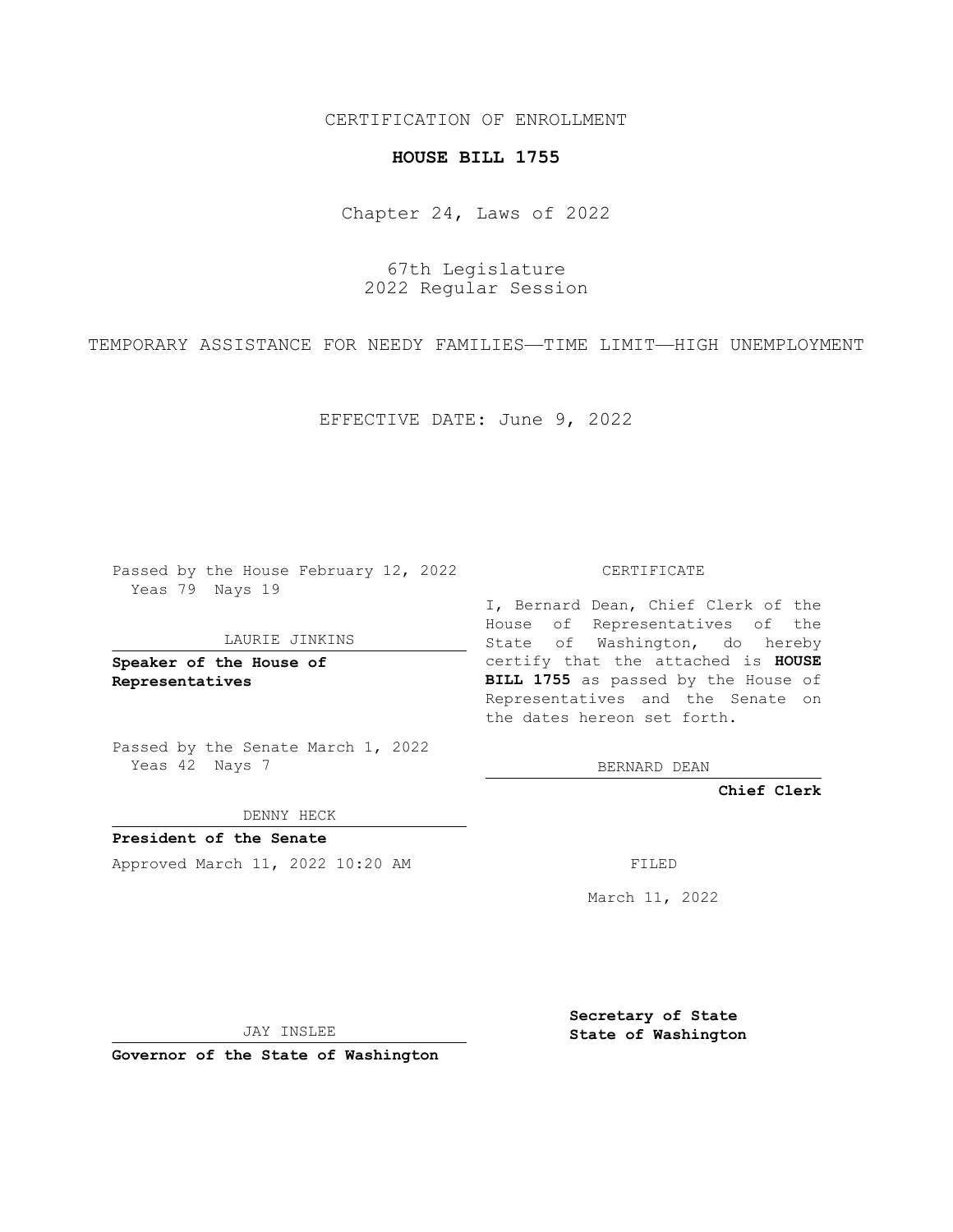CERTIFICATION OF ENROLLMENT

# HOUSE BILL 1755

Chapter 24, Laws of 2022

67th Legislature
2022 Regular Session

TEMPORARY ASSISTANCE FOR NEEDY FAMILIES—TIME LIMIT—HIGH UNEMPLOYMENT

EFFECTIVE DATE: June 9, 2022

Passed by the House February 12, 2022
Yeas 79 Nays 19

LAURIE JINKINS

**Speaker of the House of Representatives**

Passed by the Senate March 1, 2022
Yeas 42 Nays 7

DENNY HECK

**President of the Senate**

Approved March 11, 2022 10:20 AM

JAY INSLEE

**Governor of the State of Washington**

CERTIFICATE

I, Bernard Dean, Chief Clerk of the House of Representatives of the State of Washington, do hereby certify that the attached is **HOUSE BILL 1755** as passed by the House of Representatives and the Senate on the dates hereon set forth.

BERNARD DEAN

**Chief Clerk**

FILED

March 11, 2022

**Secretary of State**
**State of Washington**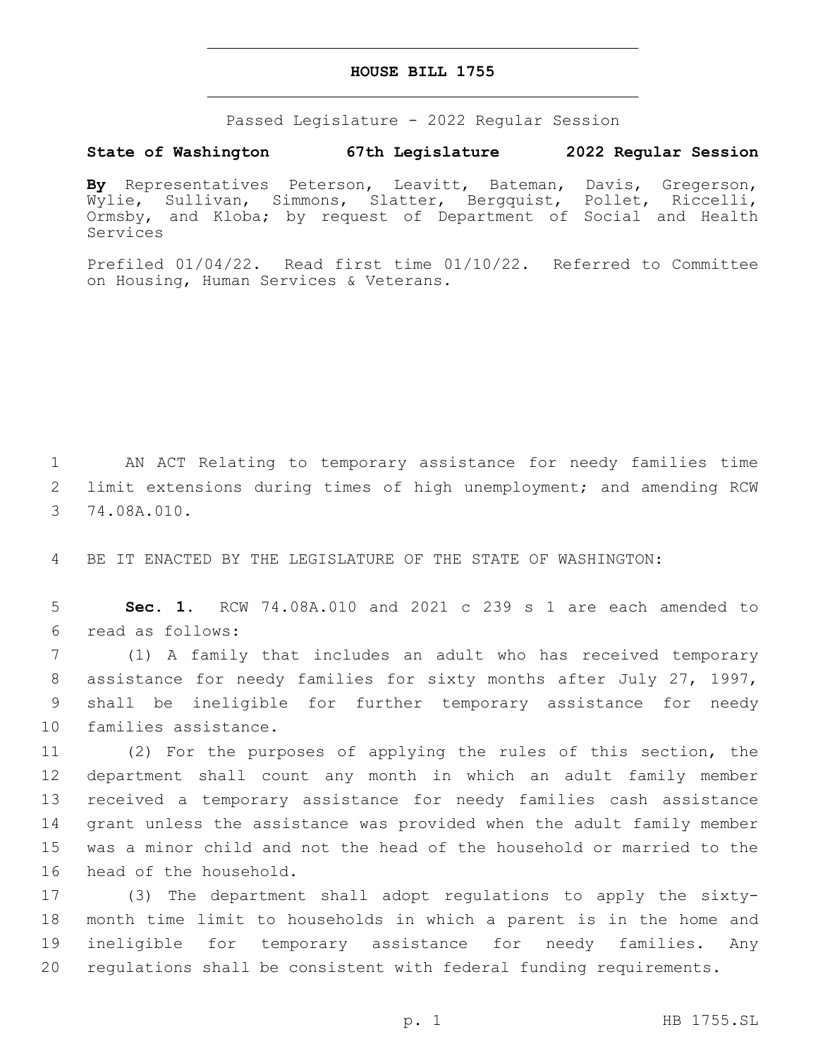# HOUSE BILL 1755

Passed Legislature - 2022 Regular Session

**State of Washington 67th Legislature 2022 Regular Session**

**By** Representatives Peterson, Leavitt, Bateman, Davis, Gregerson, Wylie, Sullivan, Simmons, Slatter, Bergquist, Pollet, Riccelli, Ormsby, and Kloba; by request of Department of Social and Health Services

Prefiled 01/04/22. Read first time 01/10/22. Referred to Committee on Housing, Human Services & Veterans.

1 AN ACT Relating to temporary assistance for needy families time
2 limit extensions during times of high unemployment; and amending RCW
3 74.08A.010.

4 BE IT ENACTED BY THE LEGISLATURE OF THE STATE OF WASHINGTON:

5 **Sec. 1.** RCW 74.08A.010 and 2021 c 239 s 1 are each amended to
6 read as follows:

7 (1) A family that includes an adult who has received temporary
8 assistance for needy families for sixty months after July 27, 1997,
9 shall be ineligible for further temporary assistance for needy
10 families assistance.

11 (2) For the purposes of applying the rules of this section, the
12 department shall count any month in which an adult family member
13 received a temporary assistance for needy families cash assistance
14 grant unless the assistance was provided when the adult family member
15 was a minor child and not the head of the household or married to the
16 head of the household.

17 (3) The department shall adopt regulations to apply the sixty-
18 month time limit to households in which a parent is in the home and
19 ineligible for temporary assistance for needy families. Any
20 regulations shall be consistent with federal funding requirements.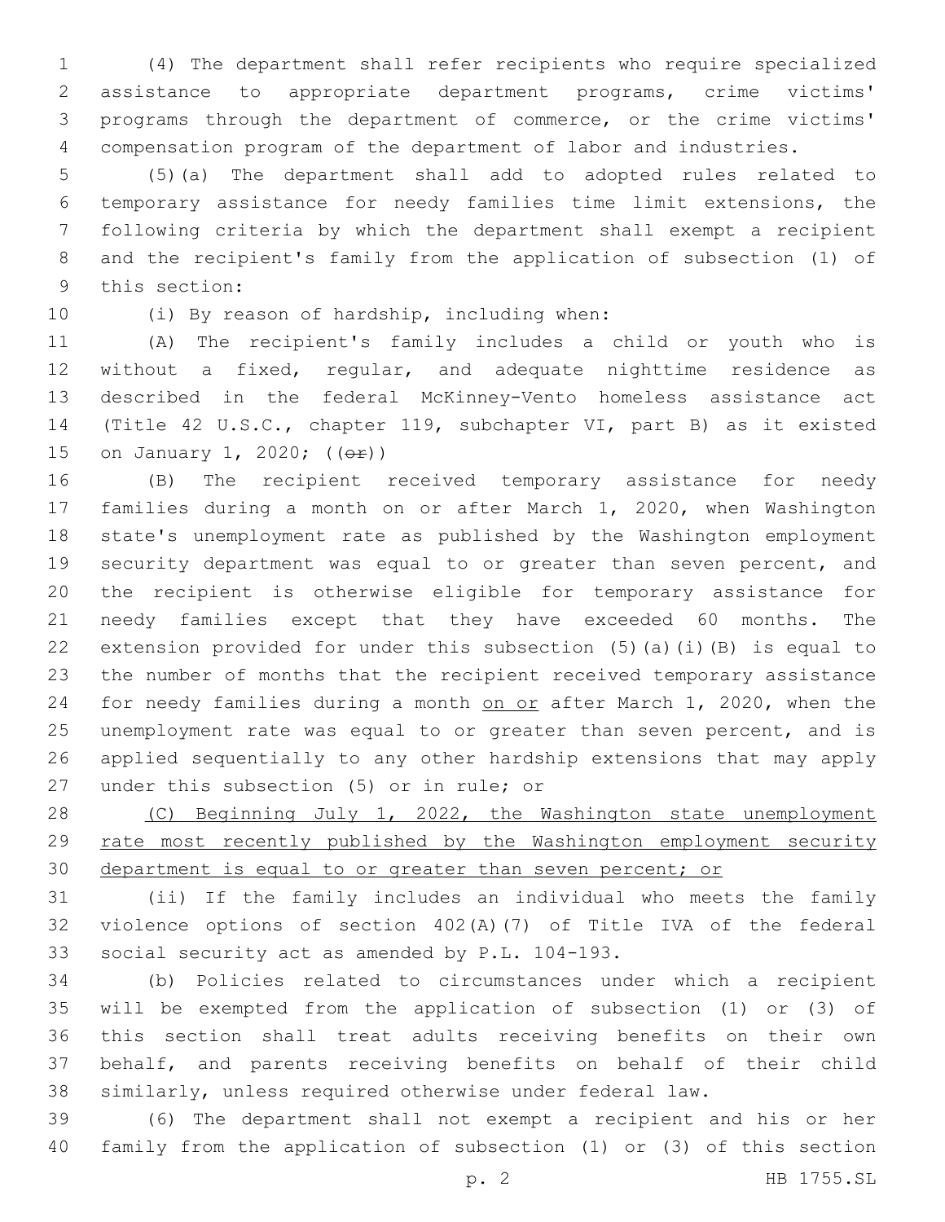(4) The department shall refer recipients who require specialized assistance to appropriate department programs, crime victims' programs through the department of commerce, or the crime victims' compensation program of the department of labor and industries.

(5)(a) The department shall add to adopted rules related to temporary assistance for needy families time limit extensions, the following criteria by which the department shall exempt a recipient and the recipient's family from the application of subsection (1) of this section:

(i) By reason of hardship, including when:

(A) The recipient's family includes a child or youth who is without a fixed, regular, and adequate nighttime residence as described in the federal McKinney-Vento homeless assistance act (Title 42 U.S.C., chapter 119, subchapter VI, part B) as it existed on January 1, 2020; ((~~or~~))

(B) The recipient received temporary assistance for needy families during a month on or after March 1, 2020, when Washington state's unemployment rate as published by the Washington employment security department was equal to or greater than seven percent, and the recipient is otherwise eligible for temporary assistance for needy families except that they have exceeded 60 months. The extension provided for under this subsection (5)(a)(i)(B) is equal to the number of months that the recipient received temporary assistance for needy families during a month <u>on or</u> after March 1, 2020, when the unemployment rate was equal to or greater than seven percent, and is applied sequentially to any other hardship extensions that may apply under this subsection (5) or in rule; or

<u>(C) Beginning July 1, 2022, the Washington state unemployment rate most recently published by the Washington employment security department is equal to or greater than seven percent; or</u>

(ii) If the family includes an individual who meets the family violence options of section 402(A)(7) of Title IVA of the federal social security act as amended by P.L. 104-193.

(b) Policies related to circumstances under which a recipient will be exempted from the application of subsection (1) or (3) of this section shall treat adults receiving benefits on their own behalf, and parents receiving benefits on behalf of their child similarly, unless required otherwise under federal law.

(6) The department shall not exempt a recipient and his or her family from the application of subsection (1) or (3) of this section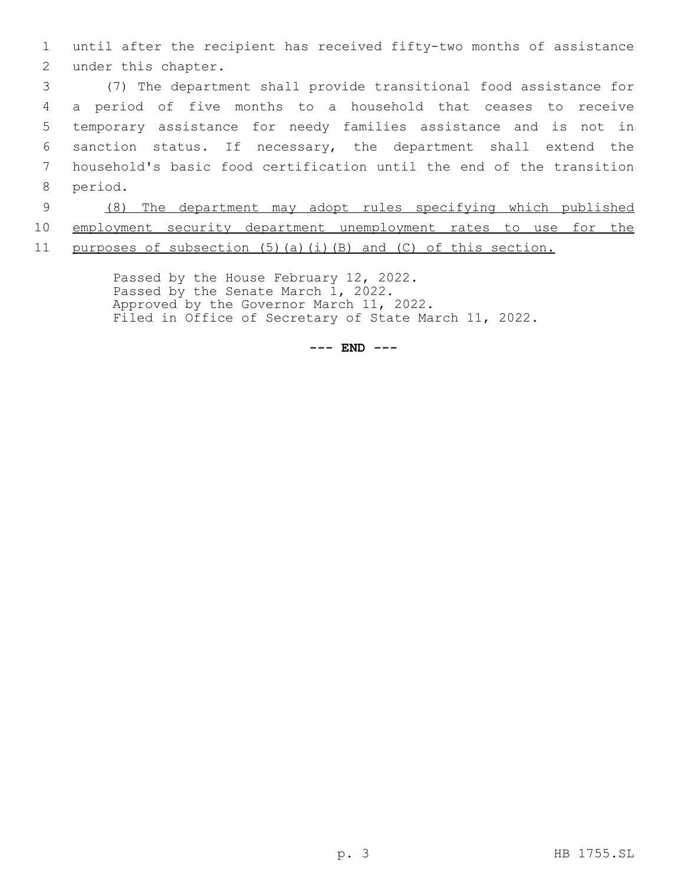until after the recipient has received fifty-two months of assistance under this chapter.

(7) The department shall provide transitional food assistance for a period of five months to a household that ceases to receive temporary assistance for needy families assistance and is not in sanction status. If necessary, the department shall extend the household's basic food certification until the end of the transition period.

<u>(8) The department may adopt rules specifying which published employment security department unemployment rates to use for the purposes of subsection (5)(a)(i)(B) and (C) of this section.</u>

Passed by the House February 12, 2022.
Passed by the Senate March 1, 2022.
Approved by the Governor March 11, 2022.
Filed in Office of Secretary of State March 11, 2022.

**--- END ---**